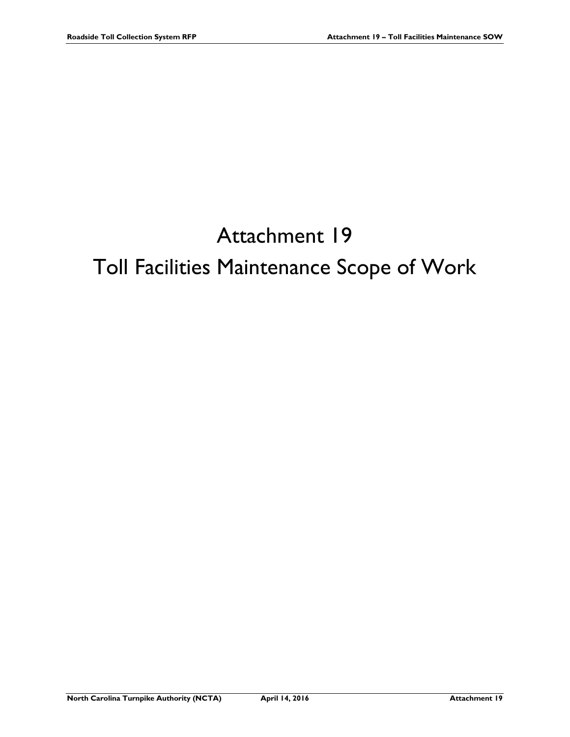# Attachment 19

# Toll Facilities Maintenance Scope of Work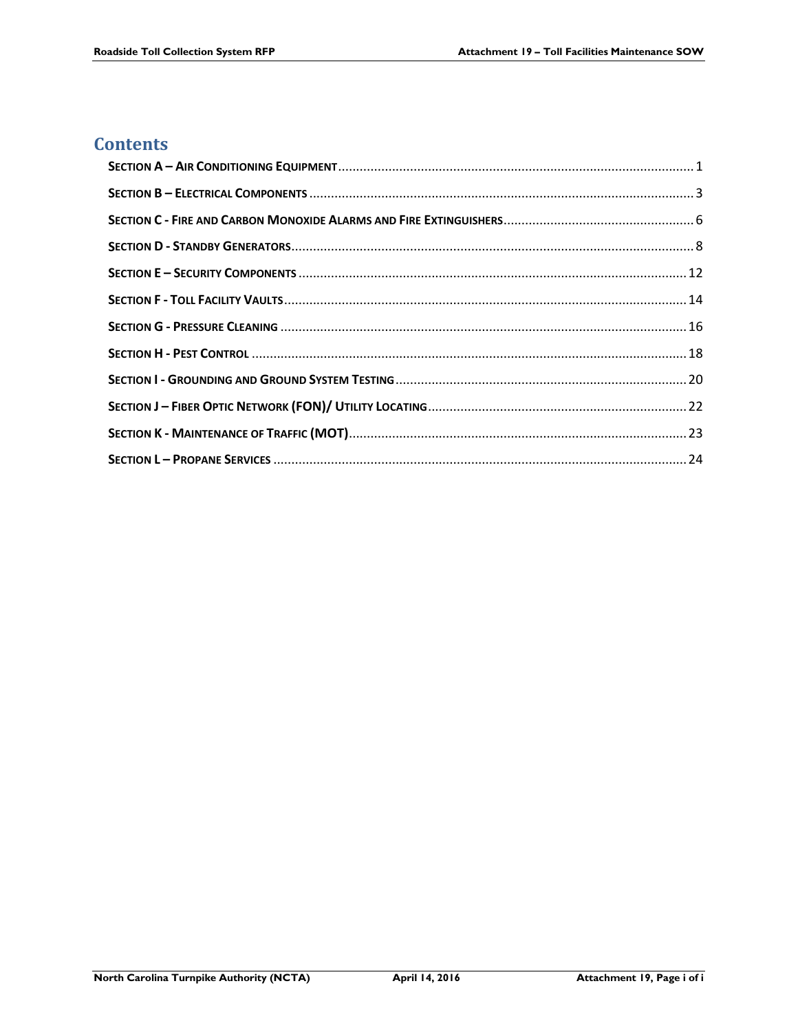# Contents

- SECTION A – AIR CONDITIONING EQUIPMENT .......... 1
- SECTION B – ELECTRICAL COMPONENTS .......... 3
- SECTION C - FIRE AND CARBON MONOXIDE ALARMS AND FIRE EXTINGUISHERS .......... 6
- SECTION D - STANDBY GENERATORS .......... 8
- SECTION E – SECURITY COMPONENTS .......... 12
- SECTION F - TOLL FACILITY VAULTS .......... 14
- SECTION G - PRESSURE CLEANING .......... 16
- SECTION H - PEST CONTROL .......... 18
- SECTION I - GROUNDING AND GROUND SYSTEM TESTING .......... 20
- SECTION J – FIBER OPTIC NETWORK (FON)/ UTILITY LOCATING .......... 22
- SECTION K - MAINTENANCE OF TRAFFIC (MOT) .......... 23
- SECTION L – PROPANE SERVICES .......... 24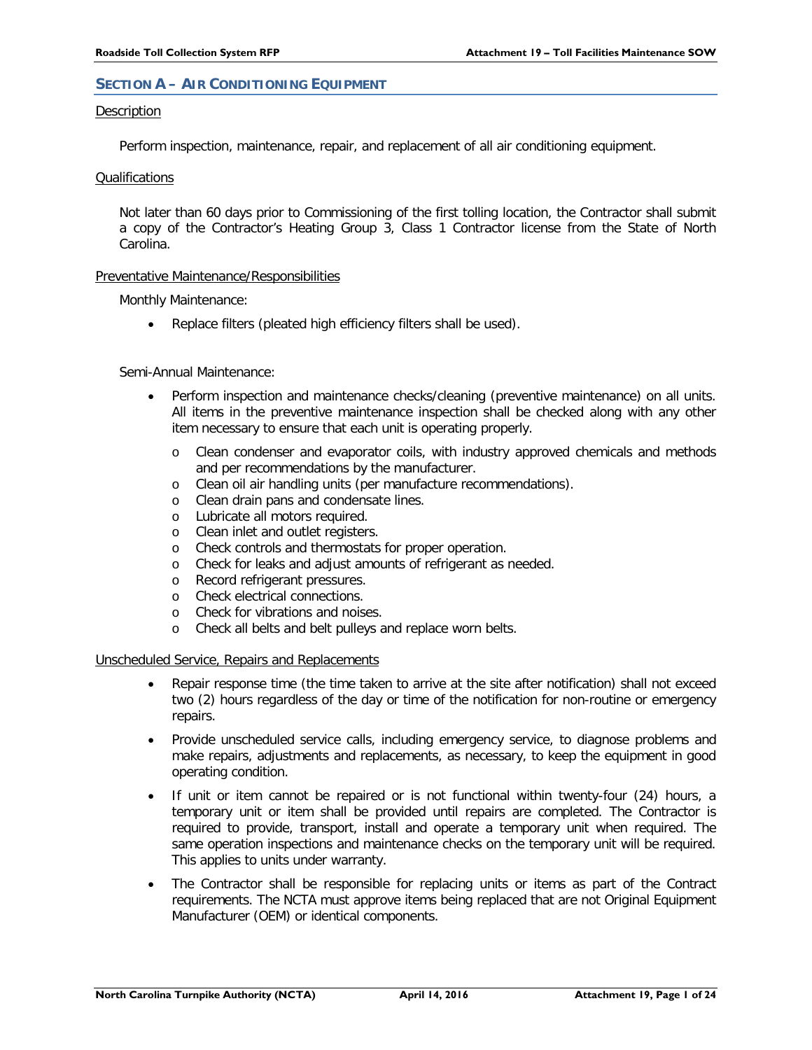## SECTION A – AIR CONDITIONING EQUIPMENT

### Description

Perform inspection, maintenance, repair, and replacement of all air conditioning equipment.

### Qualifications

Not later than 60 days prior to Commissioning of the first tolling location, the Contractor shall submit a copy of the Contractor's Heating Group 3, Class 1 Contractor license from the State of North Carolina.

### Preventative Maintenance/Responsibilities

Monthly Maintenance:

- Replace filters (pleated high efficiency filters shall be used).

Semi-Annual Maintenance:

- Perform inspection and maintenance checks/cleaning (preventive maintenance) on all units. All items in the preventive maintenance inspection shall be checked along with any other item necessary to ensure that each unit is operating properly.
  - Clean condenser and evaporator coils, with industry approved chemicals and methods and per recommendations by the manufacturer.
  - Clean oil air handling units (per manufacture recommendations).
  - Clean drain pans and condensate lines.
  - Lubricate all motors required.
  - Clean inlet and outlet registers.
  - Check controls and thermostats for proper operation.
  - Check for leaks and adjust amounts of refrigerant as needed.
  - Record refrigerant pressures.
  - Check electrical connections.
  - Check for vibrations and noises.
  - Check all belts and belt pulleys and replace worn belts.

### Unscheduled Service, Repairs and Replacements

- Repair response time (the time taken to arrive at the site after notification) shall not exceed two (2) hours regardless of the day or time of the notification for non-routine or emergency repairs.
- Provide unscheduled service calls, including emergency service, to diagnose problems and make repairs, adjustments and replacements, as necessary, to keep the equipment in good operating condition.
- If unit or item cannot be repaired or is not functional within twenty-four (24) hours, a temporary unit or item shall be provided until repairs are completed. The Contractor is required to provide, transport, install and operate a temporary unit when required. The same operation inspections and maintenance checks on the temporary unit will be required. This applies to units under warranty.
- The Contractor shall be responsible for replacing units or items as part of the Contract requirements. The NCTA must approve items being replaced that are not Original Equipment Manufacturer (OEM) or identical components.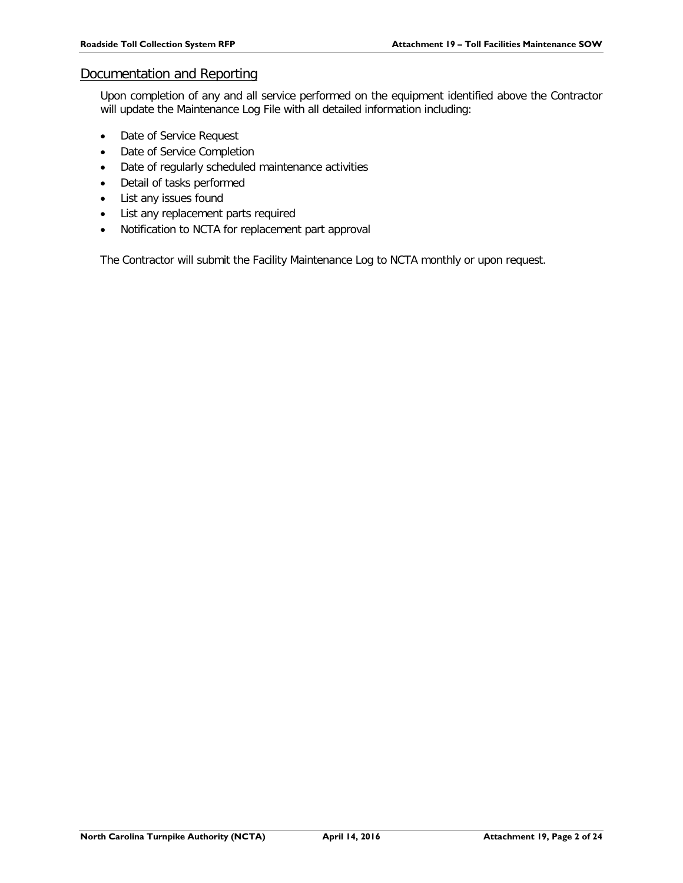## Documentation and Reporting

Upon completion of any and all service performed on the equipment identified above the Contractor will update the Maintenance Log File with all detailed information including:

- Date of Service Request
- Date of Service Completion
- Date of regularly scheduled maintenance activities
- Detail of tasks performed
- List any issues found
- List any replacement parts required
- Notification to NCTA for replacement part approval

The Contractor will submit the Facility Maintenance Log to NCTA monthly or upon request.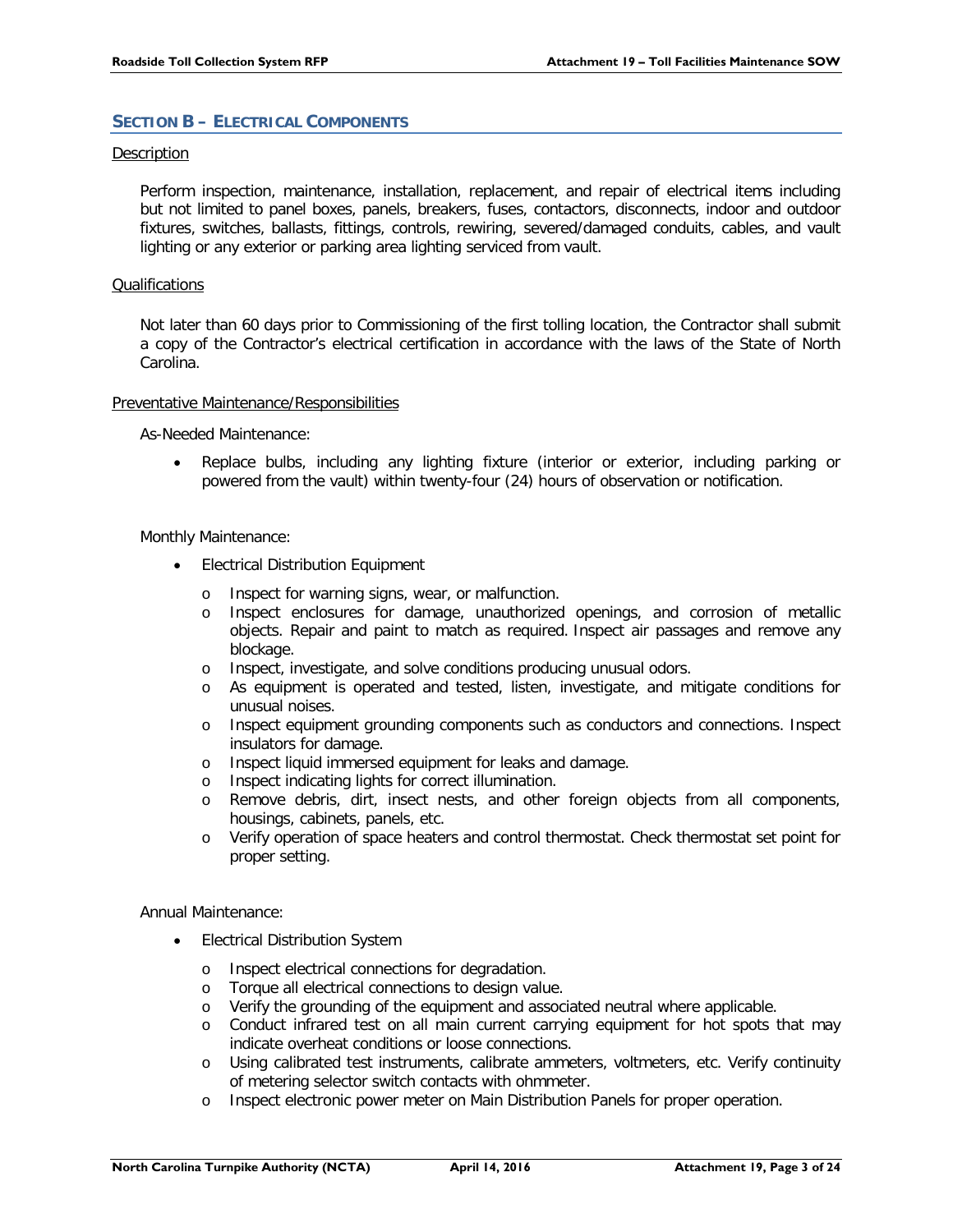## SECTION B – ELECTRICAL COMPONENTS

Description

Perform inspection, maintenance, installation, replacement, and repair of electrical items including but not limited to panel boxes, panels, breakers, fuses, contactors, disconnects, indoor and outdoor fixtures, switches, ballasts, fittings, controls, rewiring, severed/damaged conduits, cables, and vault lighting or any exterior or parking area lighting serviced from vault.

Qualifications

Not later than 60 days prior to Commissioning of the first tolling location, the Contractor shall submit a copy of the Contractor's electrical certification in accordance with the laws of the State of North Carolina.

Preventative Maintenance/Responsibilities

As-Needed Maintenance:

- Replace bulbs, including any lighting fixture (interior or exterior, including parking or powered from the vault) within twenty-four (24) hours of observation or notification.

Monthly Maintenance:

- Electrical Distribution Equipment
  - Inspect for warning signs, wear, or malfunction.
  - Inspect enclosures for damage, unauthorized openings, and corrosion of metallic objects. Repair and paint to match as required. Inspect air passages and remove any blockage.
  - Inspect, investigate, and solve conditions producing unusual odors.
  - As equipment is operated and tested, listen, investigate, and mitigate conditions for unusual noises.
  - Inspect equipment grounding components such as conductors and connections. Inspect insulators for damage.
  - Inspect liquid immersed equipment for leaks and damage.
  - Inspect indicating lights for correct illumination.
  - Remove debris, dirt, insect nests, and other foreign objects from all components, housings, cabinets, panels, etc.
  - Verify operation of space heaters and control thermostat. Check thermostat set point for proper setting.

Annual Maintenance:

- Electrical Distribution System
  - Inspect electrical connections for degradation.
  - Torque all electrical connections to design value.
  - Verify the grounding of the equipment and associated neutral where applicable.
  - Conduct infrared test on all main current carrying equipment for hot spots that may indicate overheat conditions or loose connections.
  - Using calibrated test instruments, calibrate ammeters, voltmeters, etc. Verify continuity of metering selector switch contacts with ohmmeter.
  - Inspect electronic power meter on Main Distribution Panels for proper operation.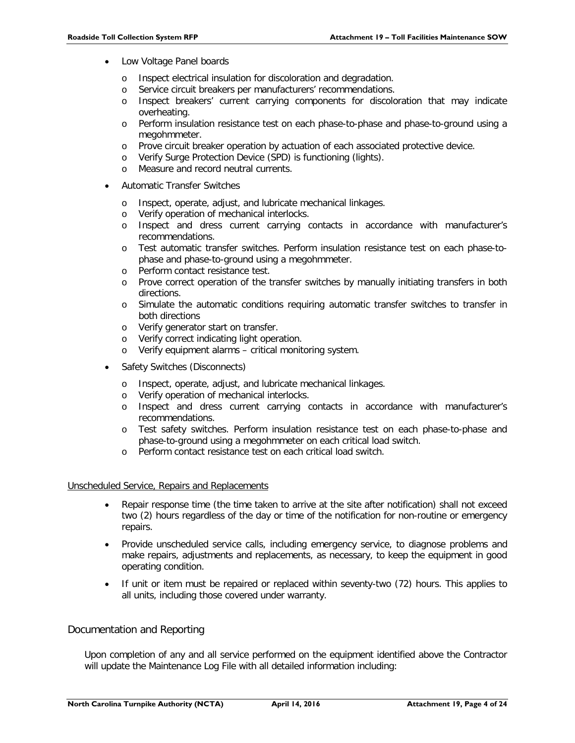- Low Voltage Panel boards
  - Inspect electrical insulation for discoloration and degradation.
  - Service circuit breakers per manufacturers' recommendations.
  - Inspect breakers' current carrying components for discoloration that may indicate overheating.
  - Perform insulation resistance test on each phase-to-phase and phase-to-ground using a megohmmeter.
  - Prove circuit breaker operation by actuation of each associated protective device.
  - Verify Surge Protection Device (SPD) is functioning (lights).
  - Measure and record neutral currents.
- Automatic Transfer Switches
  - Inspect, operate, adjust, and lubricate mechanical linkages.
  - Verify operation of mechanical interlocks.
  - Inspect and dress current carrying contacts in accordance with manufacturer's recommendations.
  - Test automatic transfer switches. Perform insulation resistance test on each phase-to-phase and phase-to-ground using a megohmmeter.
  - Perform contact resistance test.
  - Prove correct operation of the transfer switches by manually initiating transfers in both directions.
  - Simulate the automatic conditions requiring automatic transfer switches to transfer in both directions
  - Verify generator start on transfer.
  - Verify correct indicating light operation.
  - Verify equipment alarms – critical monitoring system.
- Safety Switches (Disconnects)
  - Inspect, operate, adjust, and lubricate mechanical linkages.
  - Verify operation of mechanical interlocks.
  - Inspect and dress current carrying contacts in accordance with manufacturer's recommendations.
  - Test safety switches. Perform insulation resistance test on each phase-to-phase and phase-to-ground using a megohmmeter on each critical load switch.
  - Perform contact resistance test on each critical load switch.

<u>Unscheduled Service, Repairs and Replacements</u>

- Repair response time (the time taken to arrive at the site after notification) shall not exceed two (2) hours regardless of the day or time of the notification for non-routine or emergency repairs.
- Provide unscheduled service calls, including emergency service, to diagnose problems and make repairs, adjustments and replacements, as necessary, to keep the equipment in good operating condition.
- If unit or item must be repaired or replaced within seventy-two (72) hours. This applies to all units, including those covered under warranty.

## Documentation and Reporting

Upon completion of any and all service performed on the equipment identified above the Contractor will update the Maintenance Log File with all detailed information including: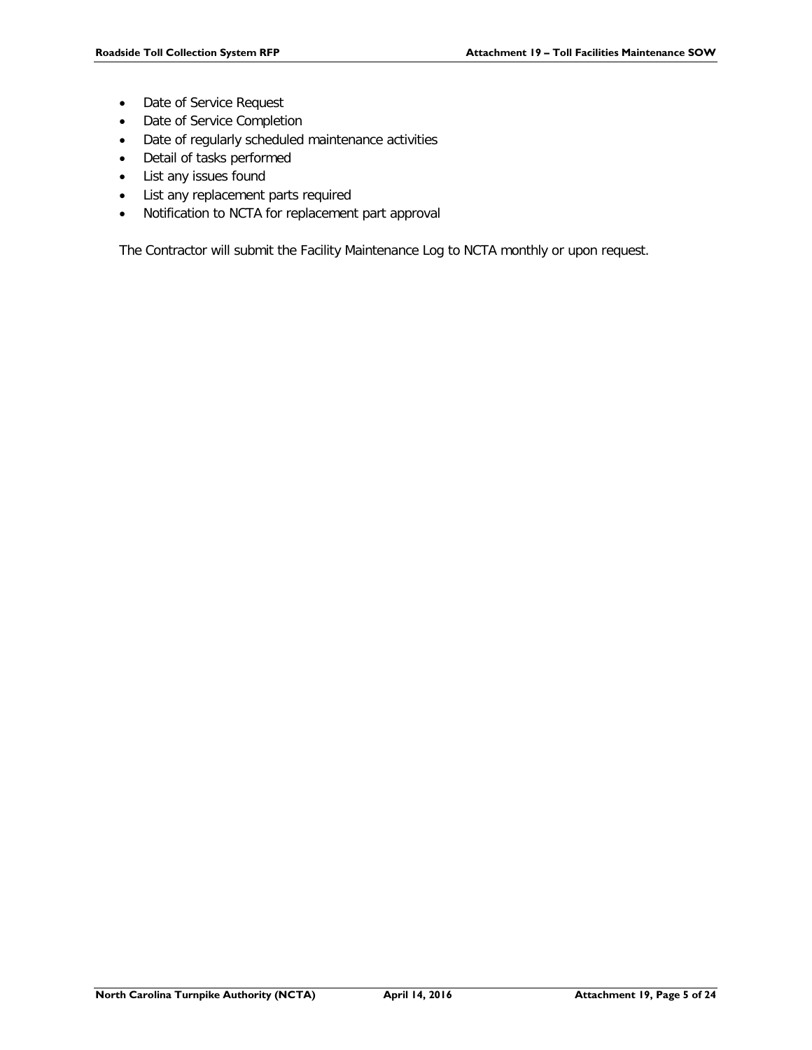- Date of Service Request
- Date of Service Completion
- Date of regularly scheduled maintenance activities
- Detail of tasks performed
- List any issues found
- List any replacement parts required
- Notification to NCTA for replacement part approval

The Contractor will submit the Facility Maintenance Log to NCTA monthly or upon request.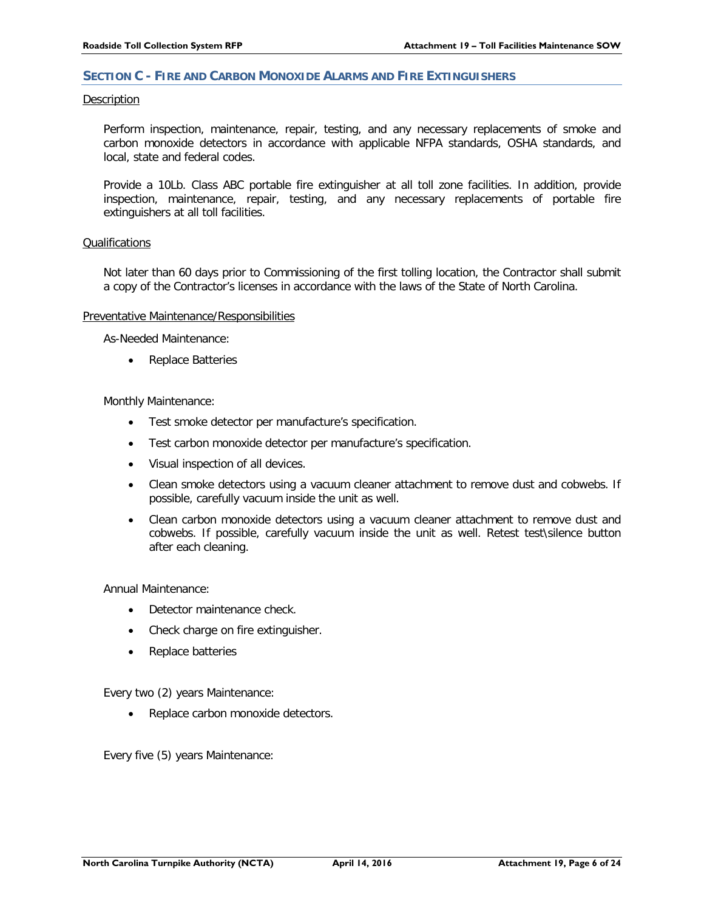## SECTION C - FIRE AND CARBON MONOXIDE ALARMS AND FIRE EXTINGUISHERS

Description

Perform inspection, maintenance, repair, testing, and any necessary replacements of smoke and carbon monoxide detectors in accordance with applicable NFPA standards, OSHA standards, and local, state and federal codes.

Provide a 10Lb. Class ABC portable fire extinguisher at all toll zone facilities. In addition, provide inspection, maintenance, repair, testing, and any necessary replacements of portable fire extinguishers at all toll facilities.

Qualifications

Not later than 60 days prior to Commissioning of the first tolling location, the Contractor shall submit a copy of the Contractor's licenses in accordance with the laws of the State of North Carolina.

Preventative Maintenance/Responsibilities

As-Needed Maintenance:

- Replace Batteries

Monthly Maintenance:

- Test smoke detector per manufacture's specification.
- Test carbon monoxide detector per manufacture's specification.
- Visual inspection of all devices.
- Clean smoke detectors using a vacuum cleaner attachment to remove dust and cobwebs. If possible, carefully vacuum inside the unit as well.
- Clean carbon monoxide detectors using a vacuum cleaner attachment to remove dust and cobwebs. If possible, carefully vacuum inside the unit as well. Retest test\silence button after each cleaning.

Annual Maintenance:

- Detector maintenance check.
- Check charge on fire extinguisher.
- Replace batteries

Every two (2) years Maintenance:

- Replace carbon monoxide detectors.

Every five (5) years Maintenance: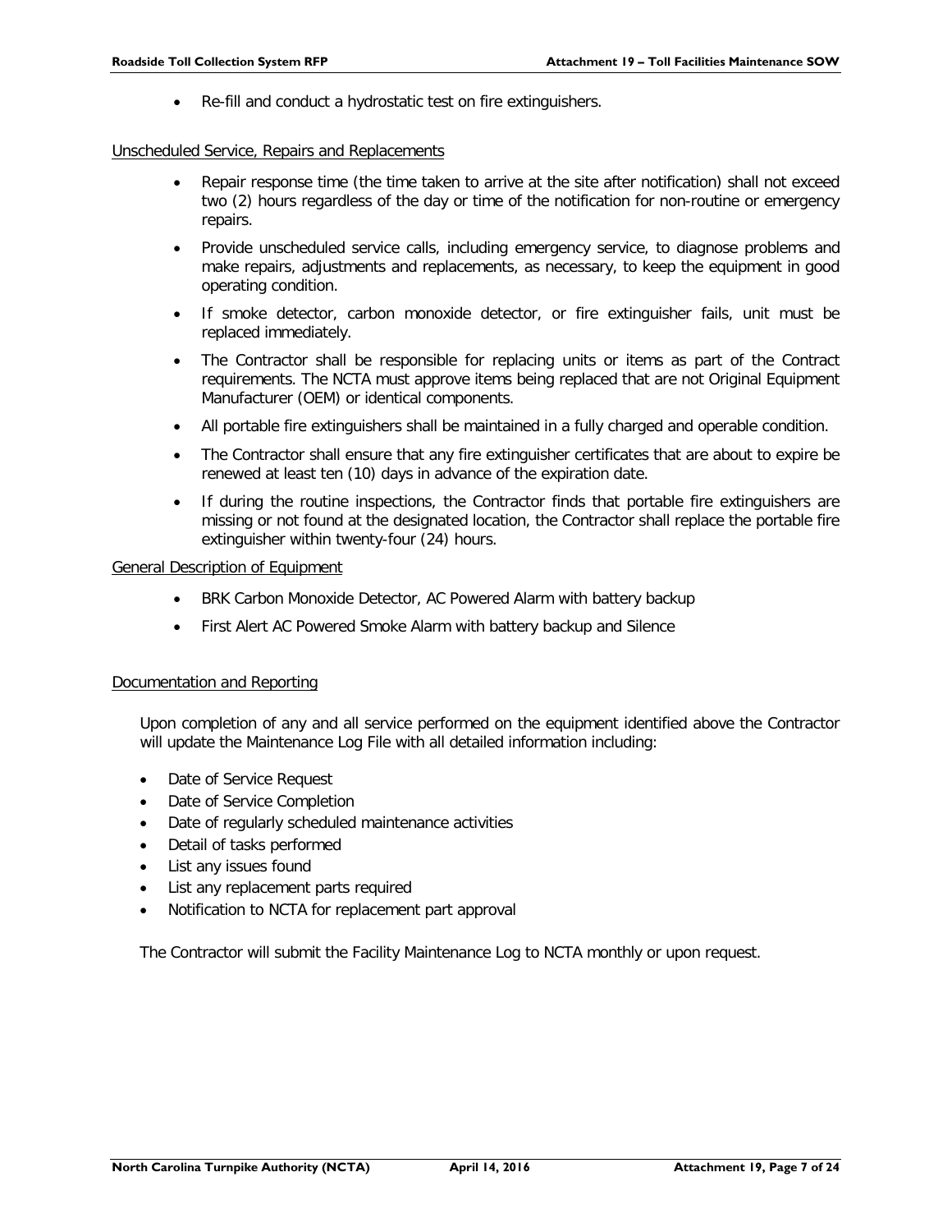- Re-fill and conduct a hydrostatic test on fire extinguishers.

Unscheduled Service, Repairs and Replacements

- Repair response time (the time taken to arrive at the site after notification) shall not exceed two (2) hours regardless of the day or time of the notification for non-routine or emergency repairs.
- Provide unscheduled service calls, including emergency service, to diagnose problems and make repairs, adjustments and replacements, as necessary, to keep the equipment in good operating condition.
- If smoke detector, carbon monoxide detector, or fire extinguisher fails, unit must be replaced immediately.
- The Contractor shall be responsible for replacing units or items as part of the Contract requirements. The NCTA must approve items being replaced that are not Original Equipment Manufacturer (OEM) or identical components.
- All portable fire extinguishers shall be maintained in a fully charged and operable condition.
- The Contractor shall ensure that any fire extinguisher certificates that are about to expire be renewed at least ten (10) days in advance of the expiration date.
- If during the routine inspections, the Contractor finds that portable fire extinguishers are missing or not found at the designated location, the Contractor shall replace the portable fire extinguisher within twenty-four (24) hours.

General Description of Equipment

- BRK Carbon Monoxide Detector, AC Powered Alarm with battery backup
- First Alert AC Powered Smoke Alarm with battery backup and Silence

Documentation and Reporting

Upon completion of any and all service performed on the equipment identified above the Contractor will update the Maintenance Log File with all detailed information including:

- Date of Service Request
- Date of Service Completion
- Date of regularly scheduled maintenance activities
- Detail of tasks performed
- List any issues found
- List any replacement parts required
- Notification to NCTA for replacement part approval

The Contractor will submit the Facility Maintenance Log to NCTA monthly or upon request.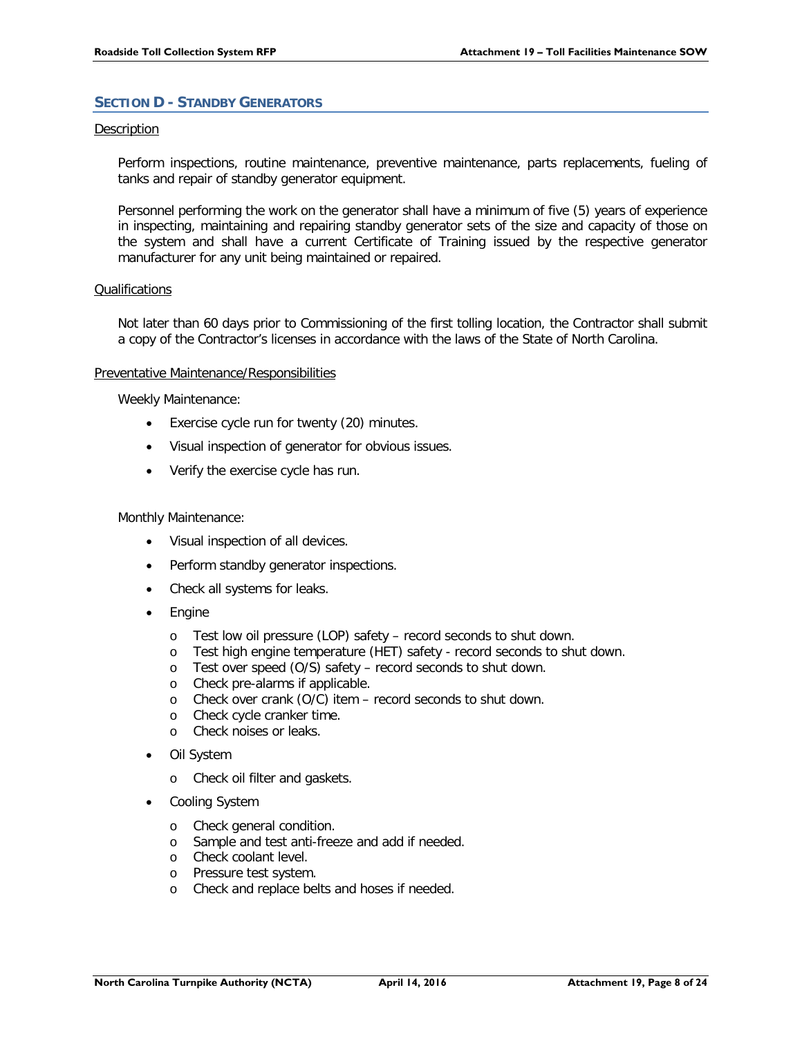## SECTION D - STANDBY GENERATORS

Description

Perform inspections, routine maintenance, preventive maintenance, parts replacements, fueling of tanks and repair of standby generator equipment.

Personnel performing the work on the generator shall have a minimum of five (5) years of experience in inspecting, maintaining and repairing standby generator sets of the size and capacity of those on the system and shall have a current Certificate of Training issued by the respective generator manufacturer for any unit being maintained or repaired.

Qualifications

Not later than 60 days prior to Commissioning of the first tolling location, the Contractor shall submit a copy of the Contractor's licenses in accordance with the laws of the State of North Carolina.

Preventative Maintenance/Responsibilities

Weekly Maintenance:

- Exercise cycle run for twenty (20) minutes.
- Visual inspection of generator for obvious issues.
- Verify the exercise cycle has run.

Monthly Maintenance:

- Visual inspection of all devices.
- Perform standby generator inspections.
- Check all systems for leaks.
- Engine
  - Test low oil pressure (LOP) safety – record seconds to shut down.
  - Test high engine temperature (HET) safety - record seconds to shut down.
  - Test over speed (O/S) safety – record seconds to shut down.
  - Check pre-alarms if applicable.
  - Check over crank (O/C) item – record seconds to shut down.
  - Check cycle cranker time.
  - Check noises or leaks.
- Oil System
  - Check oil filter and gaskets.
- Cooling System
  - Check general condition.
  - Sample and test anti-freeze and add if needed.
  - Check coolant level.
  - Pressure test system.
  - Check and replace belts and hoses if needed.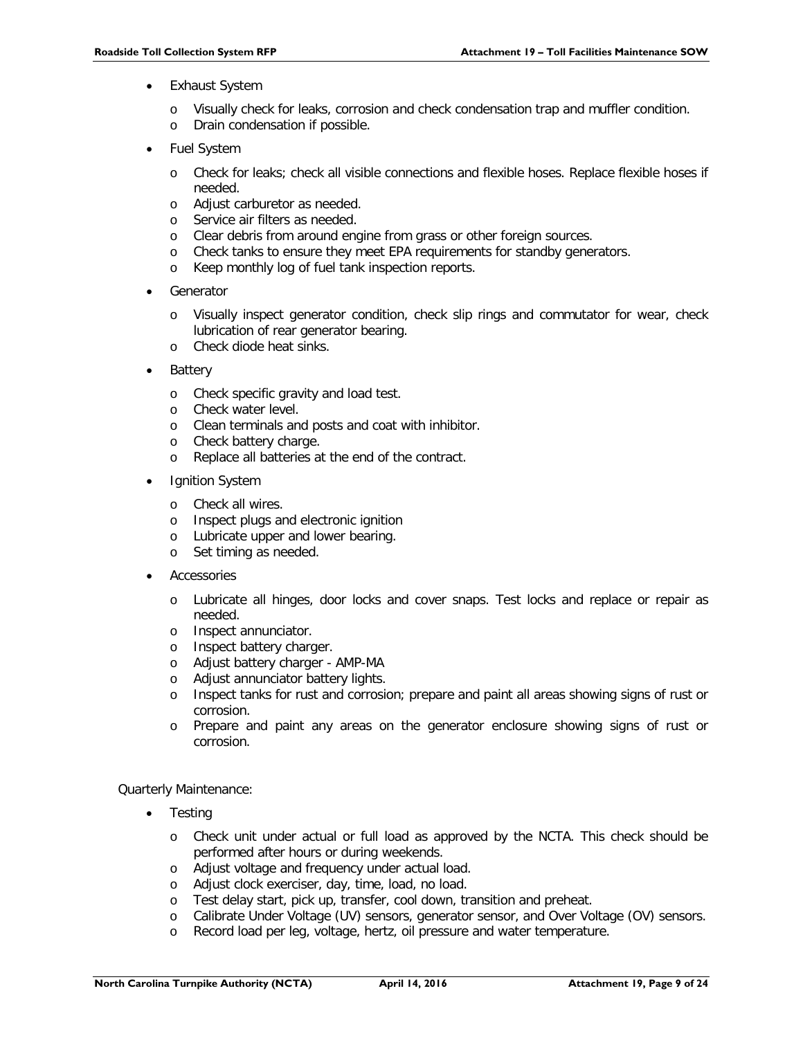- Exhaust System
  - Visually check for leaks, corrosion and check condensation trap and muffler condition.
  - Drain condensation if possible.
- Fuel System
  - Check for leaks; check all visible connections and flexible hoses. Replace flexible hoses if needed.
  - Adjust carburetor as needed.
  - Service air filters as needed.
  - Clear debris from around engine from grass or other foreign sources.
  - Check tanks to ensure they meet EPA requirements for standby generators.
  - Keep monthly log of fuel tank inspection reports.
- Generator
  - Visually inspect generator condition, check slip rings and commutator for wear, check lubrication of rear generator bearing.
  - Check diode heat sinks.
- Battery
  - Check specific gravity and load test.
  - Check water level.
  - Clean terminals and posts and coat with inhibitor.
  - Check battery charge.
  - Replace all batteries at the end of the contract.
- Ignition System
  - Check all wires.
  - Inspect plugs and electronic ignition
  - Lubricate upper and lower bearing.
  - Set timing as needed.
- Accessories
  - Lubricate all hinges, door locks and cover snaps. Test locks and replace or repair as needed.
  - Inspect annunciator.
  - Inspect battery charger.
  - Adjust battery charger - AMP-MA
  - Adjust annunciator battery lights.
  - Inspect tanks for rust and corrosion; prepare and paint all areas showing signs of rust or corrosion.
  - Prepare and paint any areas on the generator enclosure showing signs of rust or corrosion.

Quarterly Maintenance:

- Testing
  - Check unit under actual or full load as approved by the NCTA. This check should be performed after hours or during weekends.
  - Adjust voltage and frequency under actual load.
  - Adjust clock exerciser, day, time, load, no load.
  - Test delay start, pick up, transfer, cool down, transition and preheat.
  - Calibrate Under Voltage (UV) sensors, generator sensor, and Over Voltage (OV) sensors.
  - Record load per leg, voltage, hertz, oil pressure and water temperature.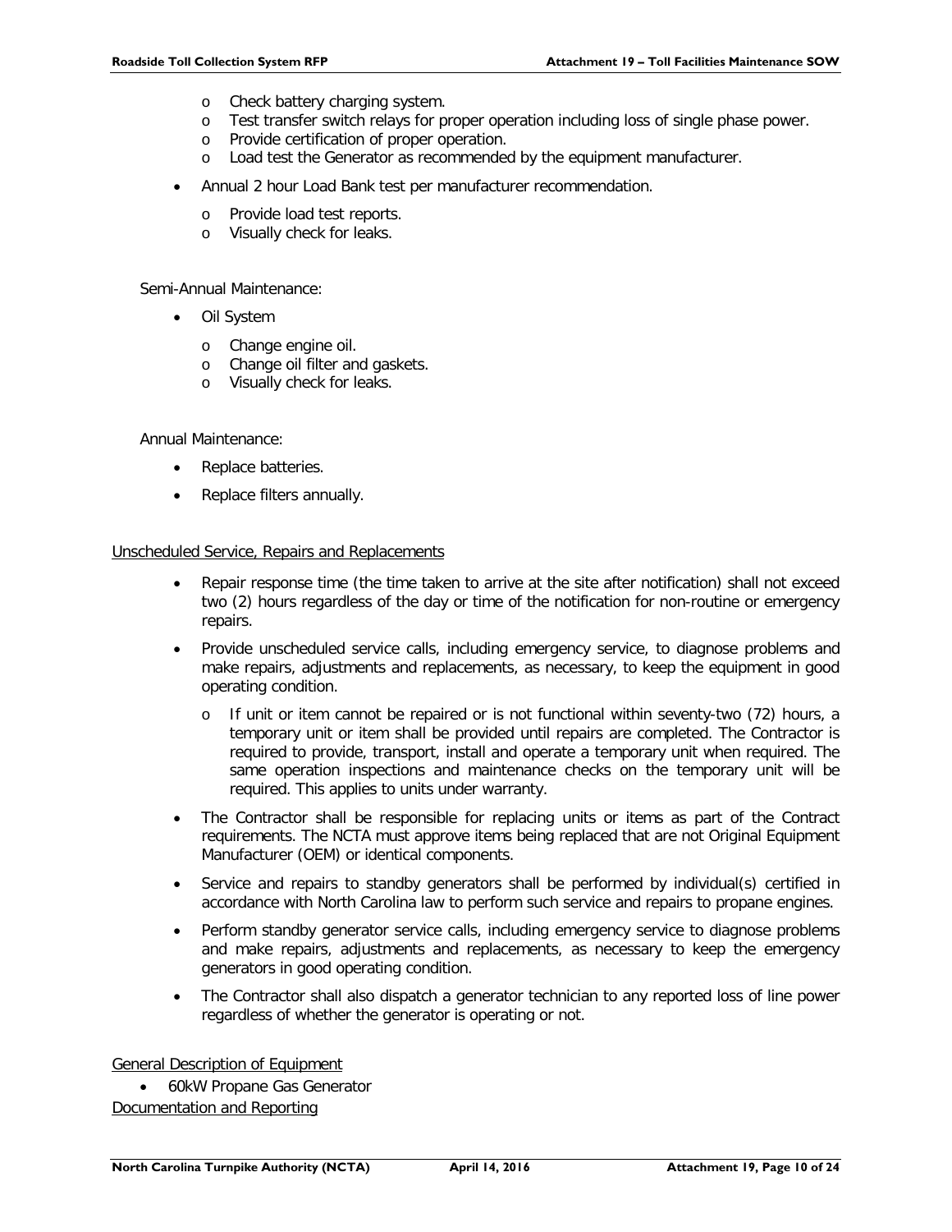- Check battery charging system.
  - Test transfer switch relays for proper operation including loss of single phase power.
  - Provide certification of proper operation.
  - Load test the Generator as recommended by the equipment manufacturer.
- Annual 2 hour Load Bank test per manufacturer recommendation.
  - Provide load test reports.
  - Visually check for leaks.

Semi-Annual Maintenance:

- Oil System
  - Change engine oil.
  - Change oil filter and gaskets.
  - Visually check for leaks.

Annual Maintenance:

- Replace batteries.
- Replace filters annually.

Unscheduled Service, Repairs and Replacements

- Repair response time (the time taken to arrive at the site after notification) shall not exceed two (2) hours regardless of the day or time of the notification for non-routine or emergency repairs.
- Provide unscheduled service calls, including emergency service, to diagnose problems and make repairs, adjustments and replacements, as necessary, to keep the equipment in good operating condition.
  - If unit or item cannot be repaired or is not functional within seventy-two (72) hours, a temporary unit or item shall be provided until repairs are completed. The Contractor is required to provide, transport, install and operate a temporary unit when required. The same operation inspections and maintenance checks on the temporary unit will be required. This applies to units under warranty.
- The Contractor shall be responsible for replacing units or items as part of the Contract requirements. The NCTA must approve items being replaced that are not Original Equipment Manufacturer (OEM) or identical components.
- Service and repairs to standby generators shall be performed by individual(s) certified in accordance with North Carolina law to perform such service and repairs to propane engines.
- Perform standby generator service calls, including emergency service to diagnose problems and make repairs, adjustments and replacements, as necessary to keep the emergency generators in good operating condition.
- The Contractor shall also dispatch a generator technician to any reported loss of line power regardless of whether the generator is operating or not.

General Description of Equipment

- 60kW Propane Gas Generator

Documentation and Reporting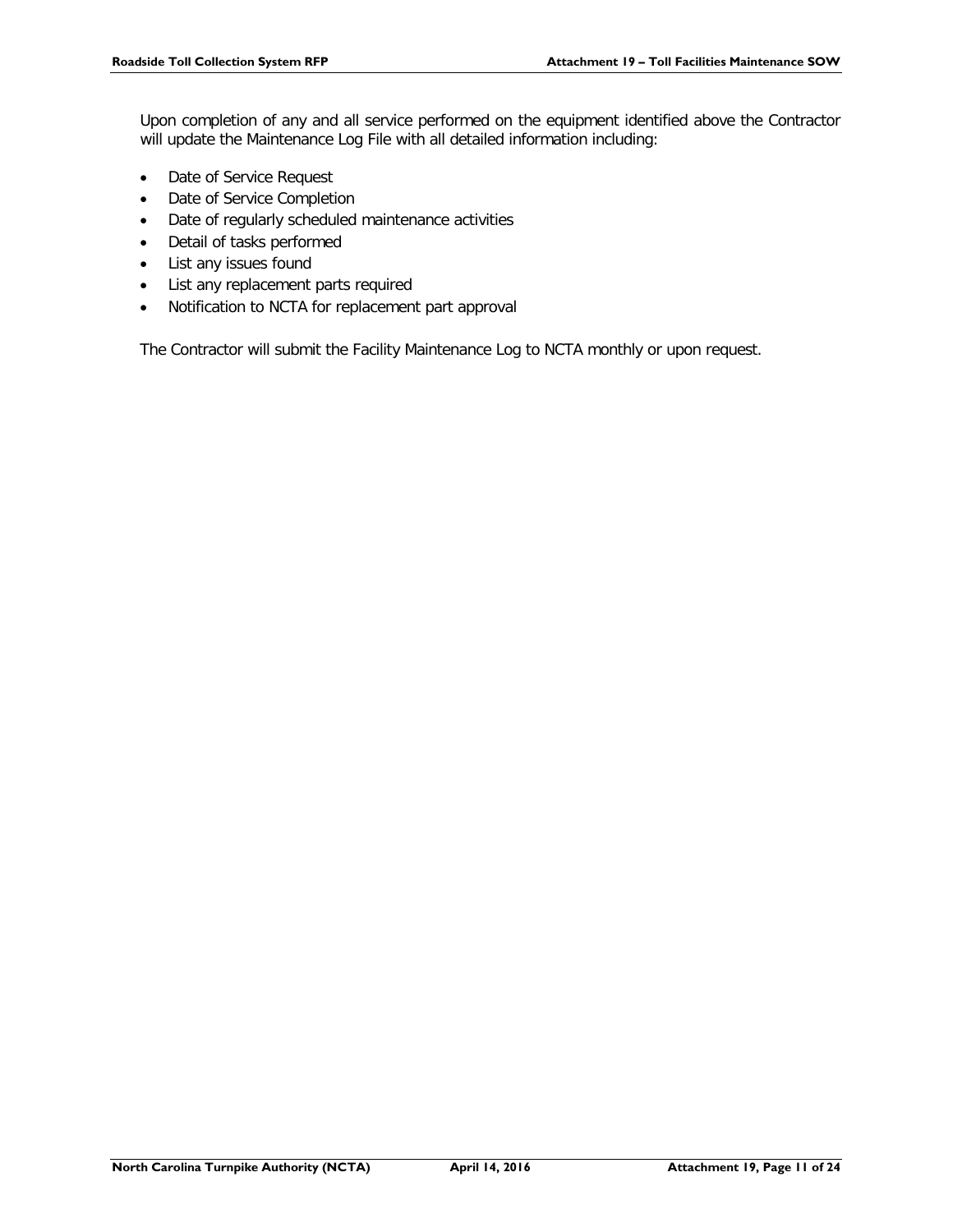Upon completion of any and all service performed on the equipment identified above the Contractor will update the Maintenance Log File with all detailed information including:

- Date of Service Request
- Date of Service Completion
- Date of regularly scheduled maintenance activities
- Detail of tasks performed
- List any issues found
- List any replacement parts required
- Notification to NCTA for replacement part approval

The Contractor will submit the Facility Maintenance Log to NCTA monthly or upon request.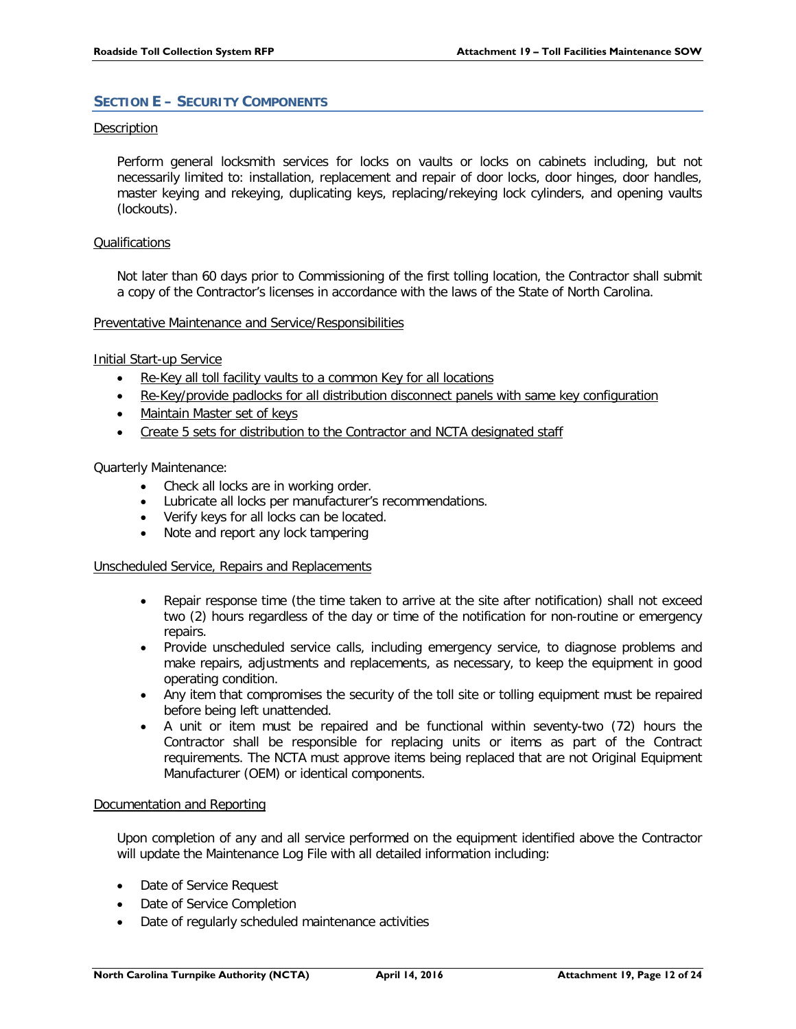## SECTION E – SECURITY COMPONENTS

Description

Perform general locksmith services for locks on vaults or locks on cabinets including, but not necessarily limited to: installation, replacement and repair of door locks, door hinges, door handles, master keying and rekeying, duplicating keys, replacing/rekeying lock cylinders, and opening vaults (lockouts).

Qualifications

Not later than 60 days prior to Commissioning of the first tolling location, the Contractor shall submit a copy of the Contractor's licenses in accordance with the laws of the State of North Carolina.

Preventative Maintenance and Service/Responsibilities

Initial Start-up Service

- Re-Key all toll facility vaults to a common Key for all locations
- Re-Key/provide padlocks for all distribution disconnect panels with same key configuration
- Maintain Master set of keys
- Create 5 sets for distribution to the Contractor and NCTA designated staff

Quarterly Maintenance:

- Check all locks are in working order.
- Lubricate all locks per manufacturer's recommendations.
- Verify keys for all locks can be located.
- Note and report any lock tampering

Unscheduled Service, Repairs and Replacements

- Repair response time (the time taken to arrive at the site after notification) shall not exceed two (2) hours regardless of the day or time of the notification for non-routine or emergency repairs.
- Provide unscheduled service calls, including emergency service, to diagnose problems and make repairs, adjustments and replacements, as necessary, to keep the equipment in good operating condition.
- Any item that compromises the security of the toll site or tolling equipment must be repaired before being left unattended.
- A unit or item must be repaired and be functional within seventy-two (72) hours the Contractor shall be responsible for replacing units or items as part of the Contract requirements. The NCTA must approve items being replaced that are not Original Equipment Manufacturer (OEM) or identical components.

Documentation and Reporting

Upon completion of any and all service performed on the equipment identified above the Contractor will update the Maintenance Log File with all detailed information including:

- Date of Service Request
- Date of Service Completion
- Date of regularly scheduled maintenance activities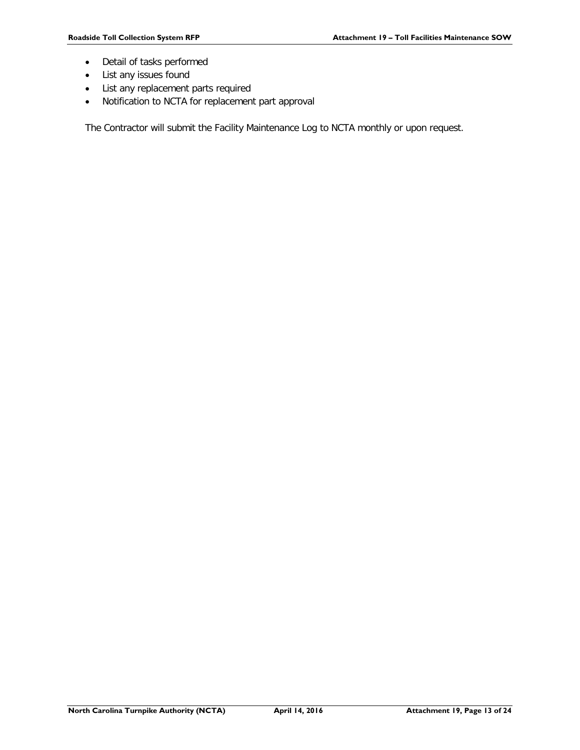- Detail of tasks performed
- List any issues found
- List any replacement parts required
- Notification to NCTA for replacement part approval

The Contractor will submit the Facility Maintenance Log to NCTA monthly or upon request.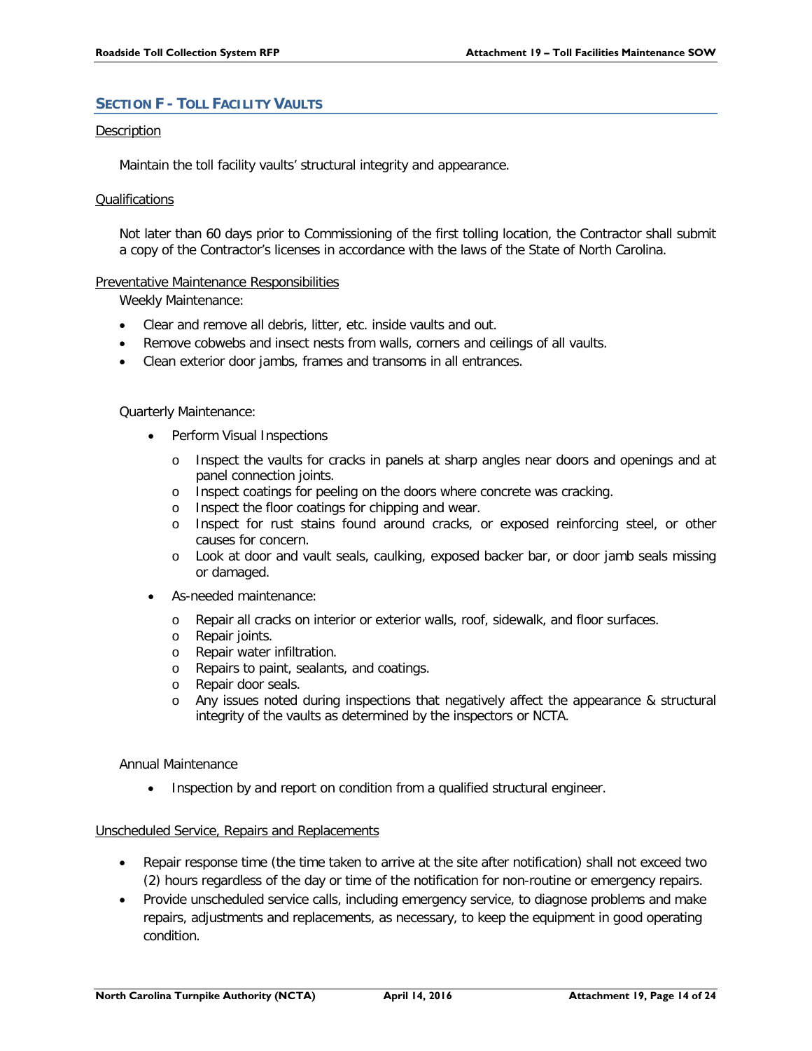## SECTION F - TOLL FACILITY VAULTS

Description

Maintain the toll facility vaults' structural integrity and appearance.

Qualifications

Not later than 60 days prior to Commissioning of the first tolling location, the Contractor shall submit a copy of the Contractor's licenses in accordance with the laws of the State of North Carolina.

Preventative Maintenance Responsibilities

Weekly Maintenance:

- Clear and remove all debris, litter, etc. inside vaults and out.
- Remove cobwebs and insect nests from walls, corners and ceilings of all vaults.
- Clean exterior door jambs, frames and transoms in all entrances.

Quarterly Maintenance:

- Perform Visual Inspections
  - Inspect the vaults for cracks in panels at sharp angles near doors and openings and at panel connection joints.
  - Inspect coatings for peeling on the doors where concrete was cracking.
  - Inspect the floor coatings for chipping and wear.
  - Inspect for rust stains found around cracks, or exposed reinforcing steel, or other causes for concern.
  - Look at door and vault seals, caulking, exposed backer bar, or door jamb seals missing or damaged.
- As-needed maintenance:
  - Repair all cracks on interior or exterior walls, roof, sidewalk, and floor surfaces.
  - Repair joints.
  - Repair water infiltration.
  - Repairs to paint, sealants, and coatings.
  - Repair door seals.
  - Any issues noted during inspections that negatively affect the appearance & structural integrity of the vaults as determined by the inspectors or NCTA.

Annual Maintenance

- Inspection by and report on condition from a qualified structural engineer.

Unscheduled Service, Repairs and Replacements

- Repair response time (the time taken to arrive at the site after notification) shall not exceed two (2) hours regardless of the day or time of the notification for non-routine or emergency repairs.
- Provide unscheduled service calls, including emergency service, to diagnose problems and make repairs, adjustments and replacements, as necessary, to keep the equipment in good operating condition.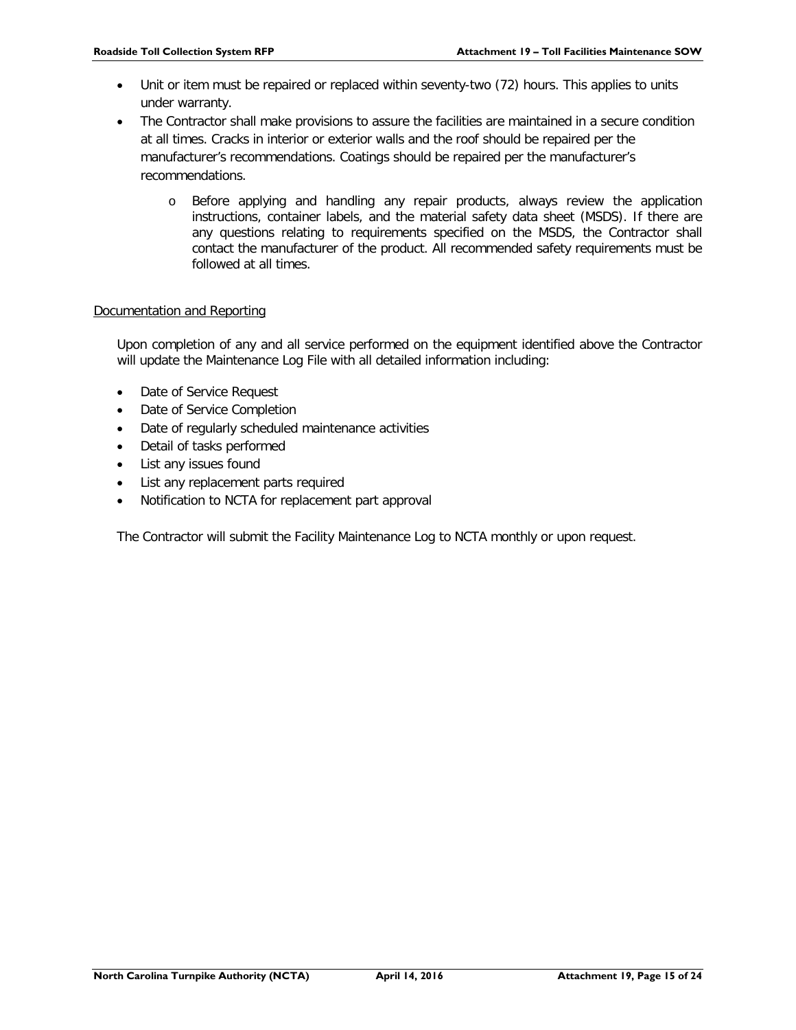- Unit or item must be repaired or replaced within seventy-two (72) hours. This applies to units under warranty.
- The Contractor shall make provisions to assure the facilities are maintained in a secure condition at all times. Cracks in interior or exterior walls and the roof should be repaired per the manufacturer's recommendations. Coatings should be repaired per the manufacturer's recommendations.
    - Before applying and handling any repair products, always review the application instructions, container labels, and the material safety data sheet (MSDS). If there are any questions relating to requirements specified on the MSDS, the Contractor shall contact the manufacturer of the product. All recommended safety requirements must be followed at all times.

<u>Documentation and Reporting</u>

Upon completion of any and all service performed on the equipment identified above the Contractor will update the Maintenance Log File with all detailed information including:

- Date of Service Request
- Date of Service Completion
- Date of regularly scheduled maintenance activities
- Detail of tasks performed
- List any issues found
- List any replacement parts required
- Notification to NCTA for replacement part approval

The Contractor will submit the Facility Maintenance Log to NCTA monthly or upon request.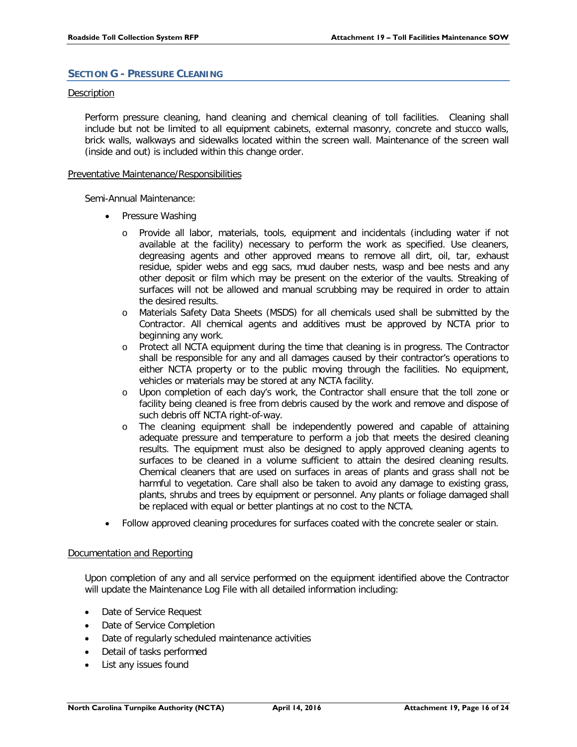## SECTION G - PRESSURE CLEANING

Description

Perform pressure cleaning, hand cleaning and chemical cleaning of toll facilities. Cleaning shall include but not be limited to all equipment cabinets, external masonry, concrete and stucco walls, brick walls, walkways and sidewalks located within the screen wall. Maintenance of the screen wall (inside and out) is included within this change order.

Preventative Maintenance/Responsibilities

Semi-Annual Maintenance:

- Pressure Washing
  - Provide all labor, materials, tools, equipment and incidentals (including water if not available at the facility) necessary to perform the work as specified. Use cleaners, degreasing agents and other approved means to remove all dirt, oil, tar, exhaust residue, spider webs and egg sacs, mud dauber nests, wasp and bee nests and any other deposit or film which may be present on the exterior of the vaults. Streaking of surfaces will not be allowed and manual scrubbing may be required in order to attain the desired results.
  - Materials Safety Data Sheets (MSDS) for all chemicals used shall be submitted by the Contractor. All chemical agents and additives must be approved by NCTA prior to beginning any work.
  - Protect all NCTA equipment during the time that cleaning is in progress. The Contractor shall be responsible for any and all damages caused by their contractor's operations to either NCTA property or to the public moving through the facilities. No equipment, vehicles or materials may be stored at any NCTA facility.
  - Upon completion of each day's work, the Contractor shall ensure that the toll zone or facility being cleaned is free from debris caused by the work and remove and dispose of such debris off NCTA right-of-way.
  - The cleaning equipment shall be independently powered and capable of attaining adequate pressure and temperature to perform a job that meets the desired cleaning results. The equipment must also be designed to apply approved cleaning agents to surfaces to be cleaned in a volume sufficient to attain the desired cleaning results. Chemical cleaners that are used on surfaces in areas of plants and grass shall not be harmful to vegetation. Care shall also be taken to avoid any damage to existing grass, plants, shrubs and trees by equipment or personnel. Any plants or foliage damaged shall be replaced with equal or better plantings at no cost to the NCTA.
- Follow approved cleaning procedures for surfaces coated with the concrete sealer or stain.

Documentation and Reporting

Upon completion of any and all service performed on the equipment identified above the Contractor will update the Maintenance Log File with all detailed information including:

- Date of Service Request
- Date of Service Completion
- Date of regularly scheduled maintenance activities
- Detail of tasks performed
- List any issues found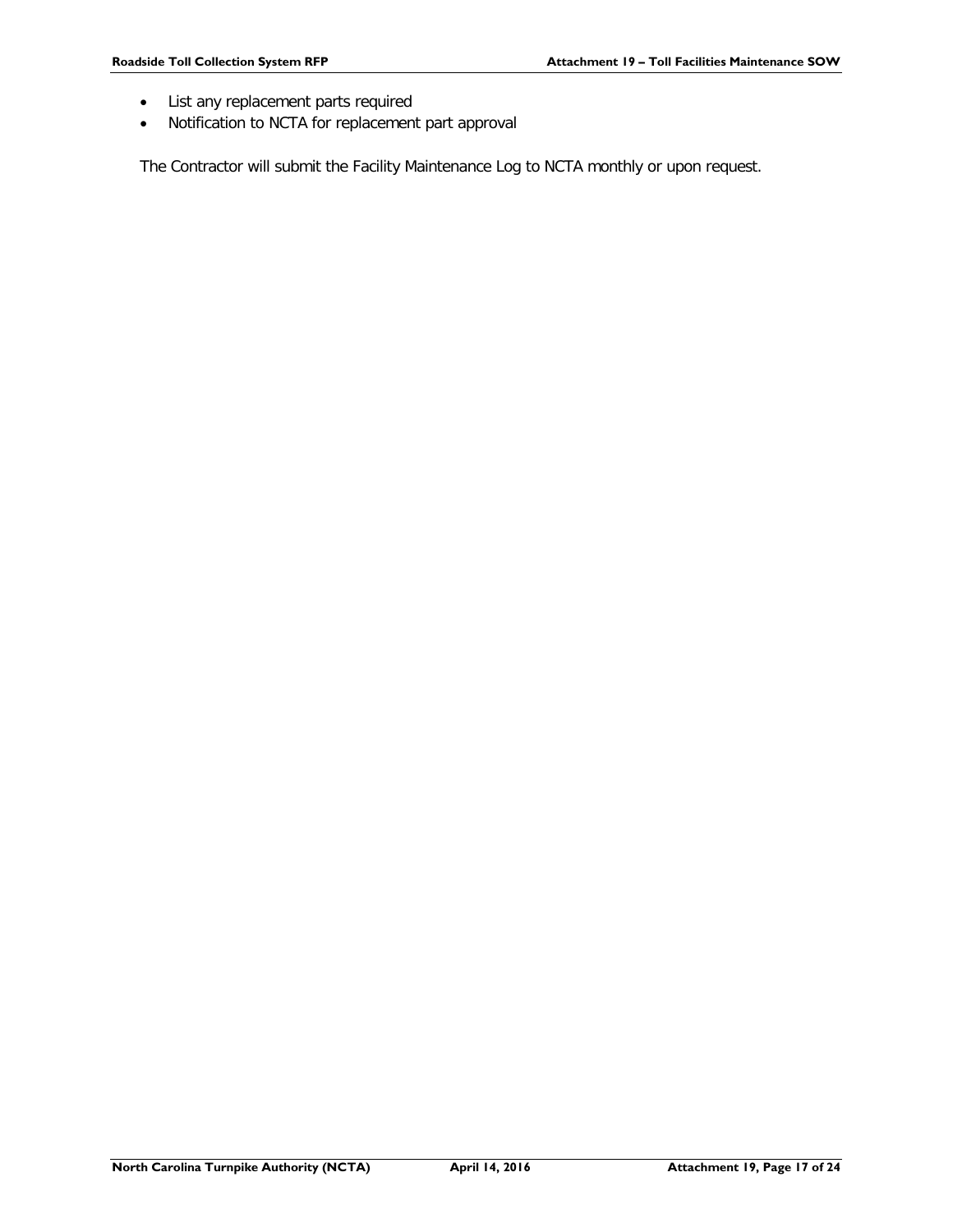- List any replacement parts required
- Notification to NCTA for replacement part approval

The Contractor will submit the Facility Maintenance Log to NCTA monthly or upon request.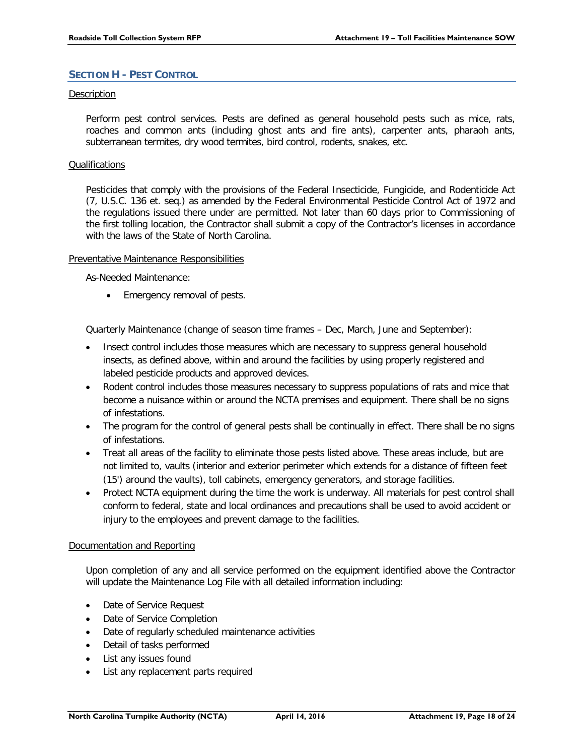## SECTION H - PEST CONTROL

Description

Perform pest control services. Pests are defined as general household pests such as mice, rats, roaches and common ants (including ghost ants and fire ants), carpenter ants, pharaoh ants, subterranean termites, dry wood termites, bird control, rodents, snakes, etc.

Qualifications

Pesticides that comply with the provisions of the Federal Insecticide, Fungicide, and Rodenticide Act (7, U.S.C. 136 et. seq.) as amended by the Federal Environmental Pesticide Control Act of 1972 and the regulations issued there under are permitted. Not later than 60 days prior to Commissioning of the first tolling location, the Contractor shall submit a copy of the Contractor's licenses in accordance with the laws of the State of North Carolina.

Preventative Maintenance Responsibilities

As-Needed Maintenance:

- Emergency removal of pests.

Quarterly Maintenance (change of season time frames – Dec, March, June and September):

- Insect control includes those measures which are necessary to suppress general household insects, as defined above, within and around the facilities by using properly registered and labeled pesticide products and approved devices.
- Rodent control includes those measures necessary to suppress populations of rats and mice that become a nuisance within or around the NCTA premises and equipment. There shall be no signs of infestations.
- The program for the control of general pests shall be continually in effect. There shall be no signs of infestations.
- Treat all areas of the facility to eliminate those pests listed above. These areas include, but are not limited to, vaults (interior and exterior perimeter which extends for a distance of fifteen feet (15') around the vaults), toll cabinets, emergency generators, and storage facilities.
- Protect NCTA equipment during the time the work is underway. All materials for pest control shall conform to federal, state and local ordinances and precautions shall be used to avoid accident or injury to the employees and prevent damage to the facilities.

Documentation and Reporting

Upon completion of any and all service performed on the equipment identified above the Contractor will update the Maintenance Log File with all detailed information including:

- Date of Service Request
- Date of Service Completion
- Date of regularly scheduled maintenance activities
- Detail of tasks performed
- List any issues found
- List any replacement parts required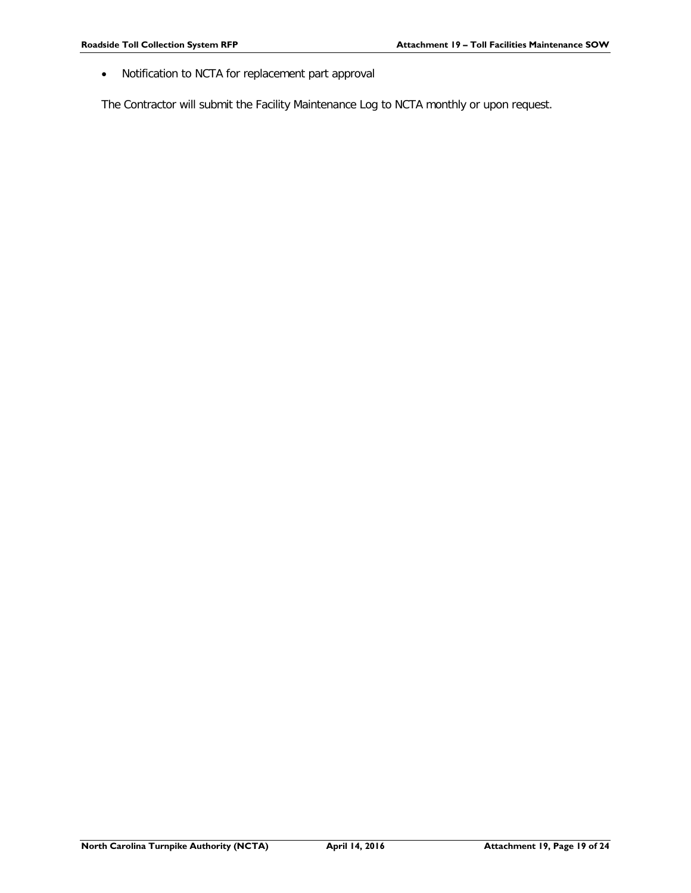- Notification to NCTA for replacement part approval

The Contractor will submit the Facility Maintenance Log to NCTA monthly or upon request.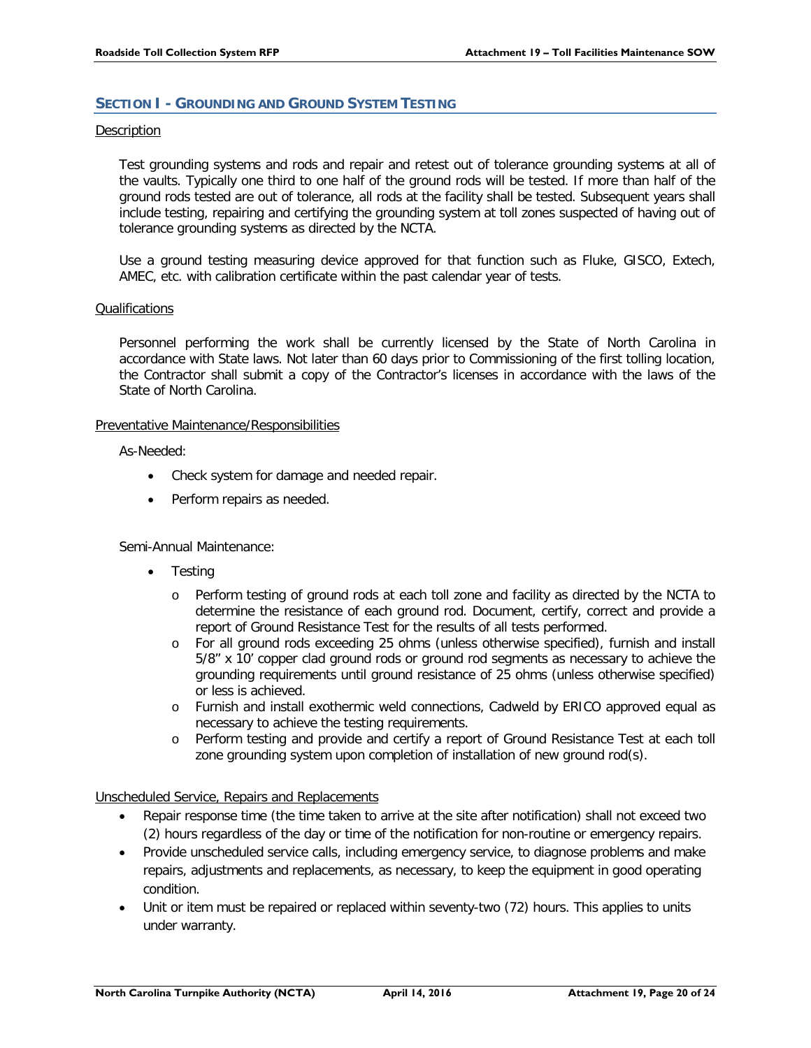## SECTION I - GROUNDING AND GROUND SYSTEM TESTING

Description

Test grounding systems and rods and repair and retest out of tolerance grounding systems at all of the vaults. Typically one third to one half of the ground rods will be tested. If more than half of the ground rods tested are out of tolerance, all rods at the facility shall be tested. Subsequent years shall include testing, repairing and certifying the grounding system at toll zones suspected of having out of tolerance grounding systems as directed by the NCTA.

Use a ground testing measuring device approved for that function such as Fluke, GISCO, Extech, AMEC, etc. with calibration certificate within the past calendar year of tests.

Qualifications

Personnel performing the work shall be currently licensed by the State of North Carolina in accordance with State laws. Not later than 60 days prior to Commissioning of the first tolling location, the Contractor shall submit a copy of the Contractor's licenses in accordance with the laws of the State of North Carolina.

Preventative Maintenance/Responsibilities

As-Needed:

- Check system for damage and needed repair.
- Perform repairs as needed.

Semi-Annual Maintenance:

- Testing
  - Perform testing of ground rods at each toll zone and facility as directed by the NCTA to determine the resistance of each ground rod. Document, certify, correct and provide a report of Ground Resistance Test for the results of all tests performed.
  - For all ground rods exceeding 25 ohms (unless otherwise specified), furnish and install 5/8" x 10' copper clad ground rods or ground rod segments as necessary to achieve the grounding requirements until ground resistance of 25 ohms (unless otherwise specified) or less is achieved.
  - Furnish and install exothermic weld connections, Cadweld by ERICO approved equal as necessary to achieve the testing requirements.
  - Perform testing and provide and certify a report of Ground Resistance Test at each toll zone grounding system upon completion of installation of new ground rod(s).

Unscheduled Service, Repairs and Replacements

- Repair response time (the time taken to arrive at the site after notification) shall not exceed two (2) hours regardless of the day or time of the notification for non-routine or emergency repairs.
- Provide unscheduled service calls, including emergency service, to diagnose problems and make repairs, adjustments and replacements, as necessary, to keep the equipment in good operating condition.
- Unit or item must be repaired or replaced within seventy-two (72) hours. This applies to units under warranty.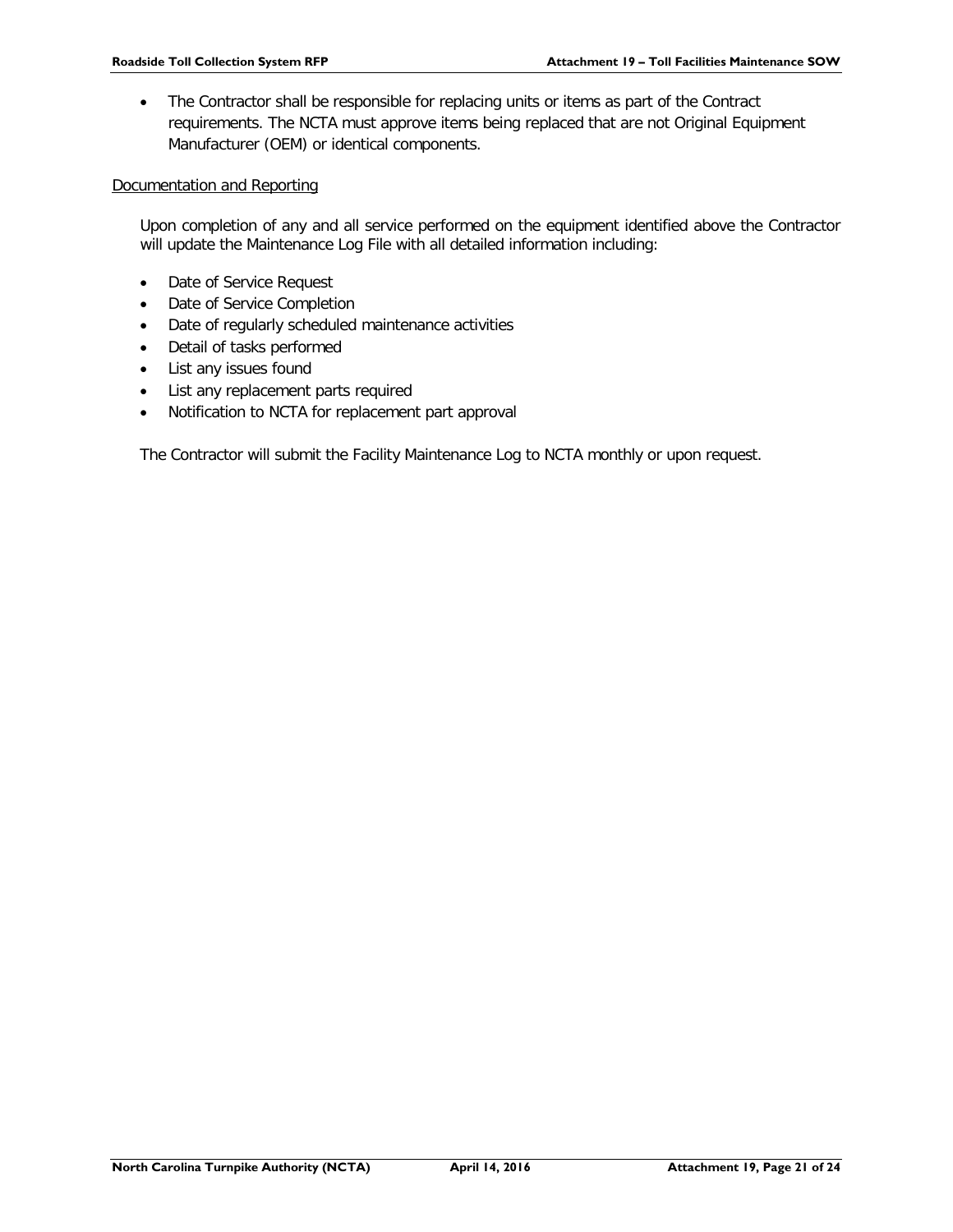- The Contractor shall be responsible for replacing units or items as part of the Contract requirements. The NCTA must approve items being replaced that are not Original Equipment Manufacturer (OEM) or identical components.

Documentation and Reporting

Upon completion of any and all service performed on the equipment identified above the Contractor will update the Maintenance Log File with all detailed information including:

- Date of Service Request
- Date of Service Completion
- Date of regularly scheduled maintenance activities
- Detail of tasks performed
- List any issues found
- List any replacement parts required
- Notification to NCTA for replacement part approval

The Contractor will submit the Facility Maintenance Log to NCTA monthly or upon request.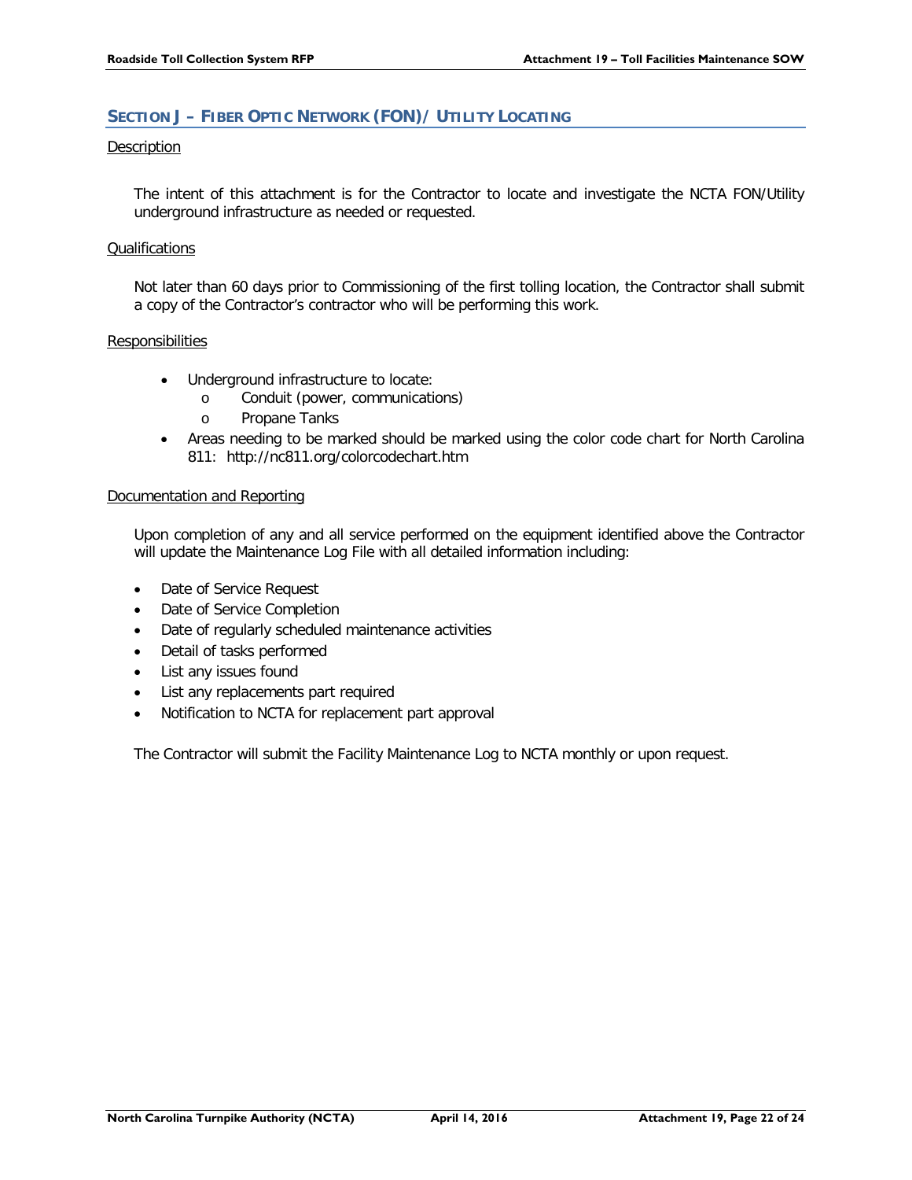## SECTION J – FIBER OPTIC NETWORK (FON)/ UTILITY LOCATING

Description

The intent of this attachment is for the Contractor to locate and investigate the NCTA FON/Utility underground infrastructure as needed or requested.

Qualifications

Not later than 60 days prior to Commissioning of the first tolling location, the Contractor shall submit a copy of the Contractor's contractor who will be performing this work.

Responsibilities

- Underground infrastructure to locate:
  - Conduit (power, communications)
  - Propane Tanks
- Areas needing to be marked should be marked using the color code chart for North Carolina 811: http://nc811.org/colorcodechart.htm

Documentation and Reporting

Upon completion of any and all service performed on the equipment identified above the Contractor will update the Maintenance Log File with all detailed information including:

- Date of Service Request
- Date of Service Completion
- Date of regularly scheduled maintenance activities
- Detail of tasks performed
- List any issues found
- List any replacements part required
- Notification to NCTA for replacement part approval

The Contractor will submit the Facility Maintenance Log to NCTA monthly or upon request.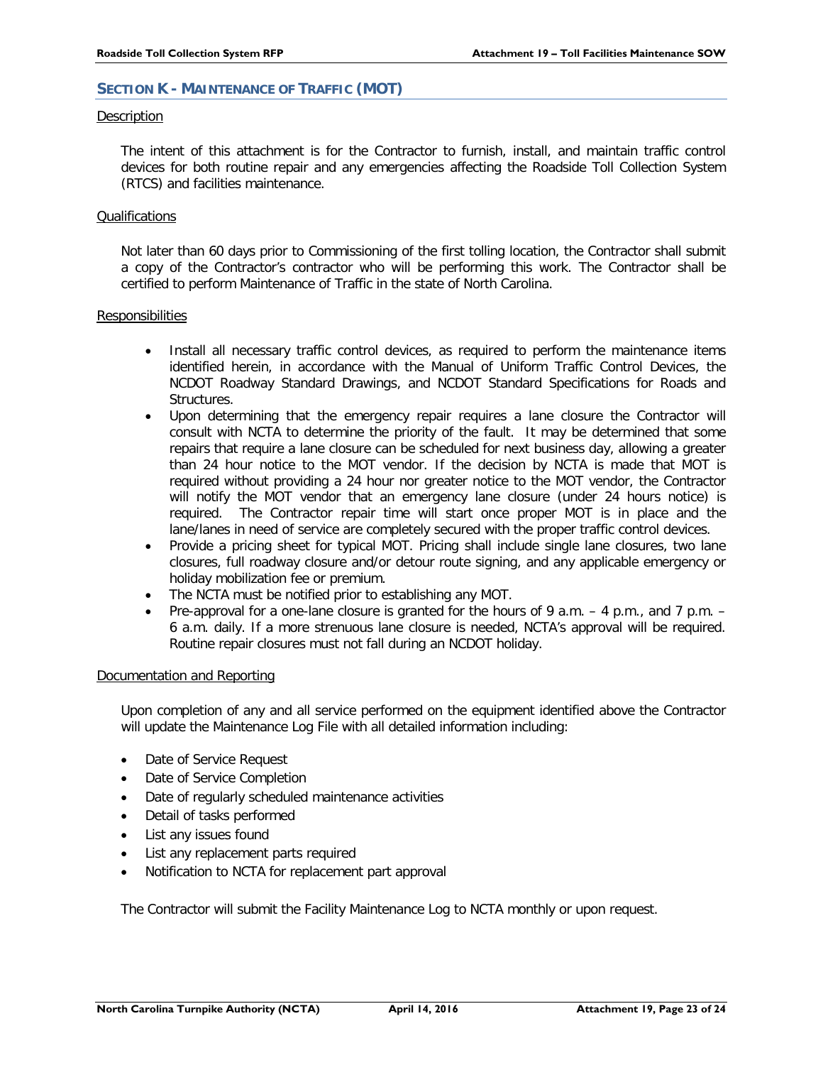## SECTION K - MAINTENANCE OF TRAFFIC (MOT)

Description

The intent of this attachment is for the Contractor to furnish, install, and maintain traffic control devices for both routine repair and any emergencies affecting the Roadside Toll Collection System (RTCS) and facilities maintenance.

Qualifications

Not later than 60 days prior to Commissioning of the first tolling location, the Contractor shall submit a copy of the Contractor's contractor who will be performing this work. The Contractor shall be certified to perform Maintenance of Traffic in the state of North Carolina.

Responsibilities

- Install all necessary traffic control devices, as required to perform the maintenance items identified herein, in accordance with the Manual of Uniform Traffic Control Devices, the NCDOT Roadway Standard Drawings, and NCDOT Standard Specifications for Roads and Structures.
- Upon determining that the emergency repair requires a lane closure the Contractor will consult with NCTA to determine the priority of the fault. It may be determined that some repairs that require a lane closure can be scheduled for next business day, allowing a greater than 24 hour notice to the MOT vendor. If the decision by NCTA is made that MOT is required without providing a 24 hour nor greater notice to the MOT vendor, the Contractor will notify the MOT vendor that an emergency lane closure (under 24 hours notice) is required. The Contractor repair time will start once proper MOT is in place and the lane/lanes in need of service are completely secured with the proper traffic control devices.
- Provide a pricing sheet for typical MOT. Pricing shall include single lane closures, two lane closures, full roadway closure and/or detour route signing, and any applicable emergency or holiday mobilization fee or premium.
- The NCTA must be notified prior to establishing any MOT.
- Pre-approval for a one-lane closure is granted for the hours of 9 a.m. – 4 p.m., and 7 p.m. – 6 a.m. daily. If a more strenuous lane closure is needed, NCTA's approval will be required. Routine repair closures must not fall during an NCDOT holiday.

Documentation and Reporting

Upon completion of any and all service performed on the equipment identified above the Contractor will update the Maintenance Log File with all detailed information including:

- Date of Service Request
- Date of Service Completion
- Date of regularly scheduled maintenance activities
- Detail of tasks performed
- List any issues found
- List any replacement parts required
- Notification to NCTA for replacement part approval

The Contractor will submit the Facility Maintenance Log to NCTA monthly or upon request.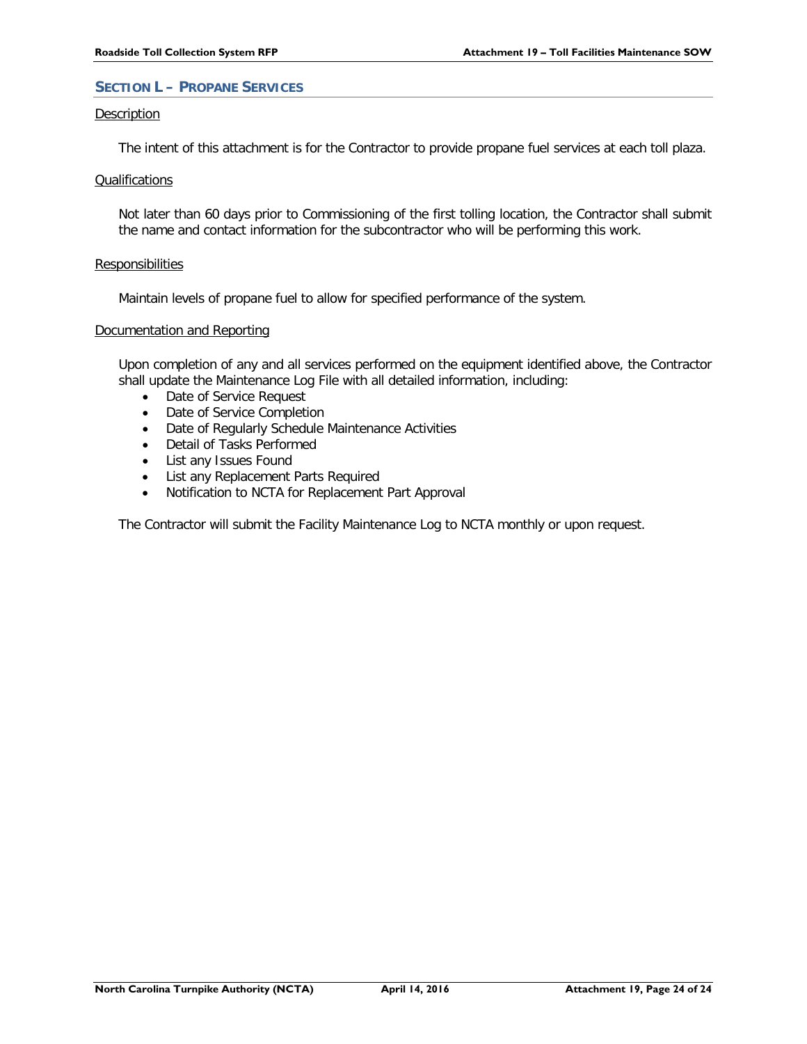## SECTION L – PROPANE SERVICES

Description

The intent of this attachment is for the Contractor to provide propane fuel services at each toll plaza.

Qualifications

Not later than 60 days prior to Commissioning of the first tolling location, the Contractor shall submit the name and contact information for the subcontractor who will be performing this work.

Responsibilities

Maintain levels of propane fuel to allow for specified performance of the system.

Documentation and Reporting

Upon completion of any and all services performed on the equipment identified above, the Contractor shall update the Maintenance Log File with all detailed information, including:

- Date of Service Request
- Date of Service Completion
- Date of Regularly Schedule Maintenance Activities
- Detail of Tasks Performed
- List any Issues Found
- List any Replacement Parts Required
- Notification to NCTA for Replacement Part Approval

The Contractor will submit the Facility Maintenance Log to NCTA monthly or upon request.